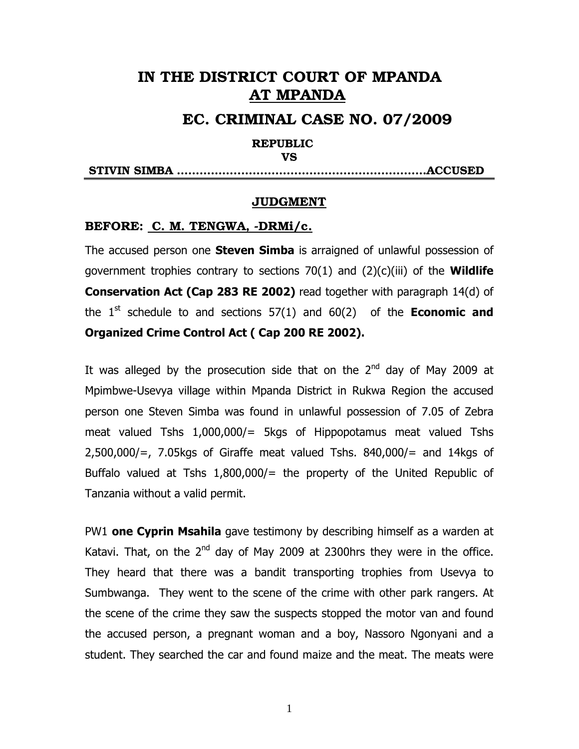# IN THE DISTRICT COURT OF MPANDA
## AT MPANDA

## EC. CRIMINAL CASE NO. 07/2009

**REPUBLIC**

**VS**

**STIVIN SIMBA ……………………………………………………….ACCUSED**

### JUDGMENT

**BEFORE: C. M. TENGWA, -DRMi/c.**

The accused person one **Steven Simba** is arraigned of unlawful possession of government trophies contrary to sections 70(1) and (2)(c)(iii) of the **Wildlife Conservation Act (Cap 283 RE 2002)** read together with paragraph 14(d) of the 1st schedule to and sections 57(1) and 60(2) of the **Economic and Organized Crime Control Act ( Cap 200 RE 2002).**

It was alleged by the prosecution side that on the 2nd day of May 2009 at Mpimbwe-Usevya village within Mpanda District in Rukwa Region the accused person one Steven Simba was found in unlawful possession of 7.05 of Zebra meat valued Tshs 1,000,000/= 5kgs of Hippopotamus meat valued Tshs 2,500,000/=, 7.05kgs of Giraffe meat valued Tshs. 840,000/= and 14kgs of Buffalo valued at Tshs 1,800,000/= the property of the United Republic of Tanzania without a valid permit.

PW1 **one Cyprin Msahila** gave testimony by describing himself as a warden at Katavi. That, on the 2nd day of May 2009 at 2300hrs they were in the office. They heard that there was a bandit transporting trophies from Usevya to Sumbwanga. They went to the scene of the crime with other park rangers. At the scene of the crime they saw the suspects stopped the motor van and found the accused person, a pregnant woman and a boy, Nassoro Ngonyani and a student. They searched the car and found maize and the meat. The meats were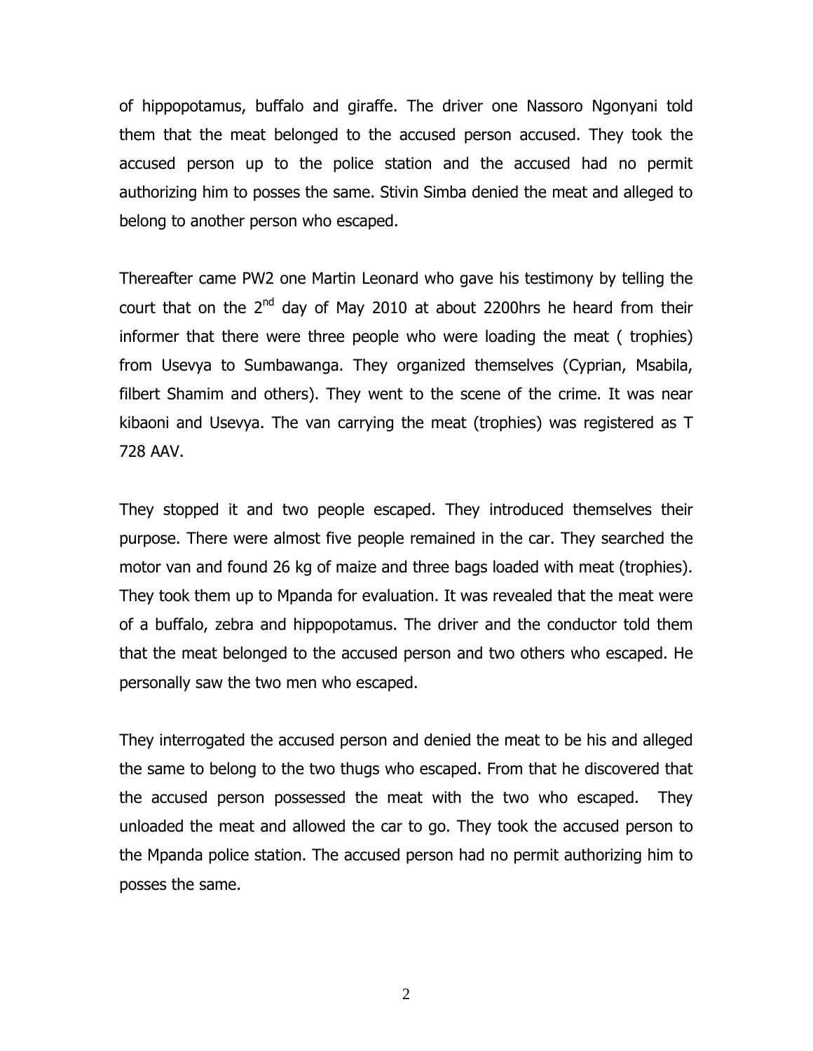of hippopotamus, buffalo and giraffe. The driver one Nassoro Ngonyani told them that the meat belonged to the accused person accused. They took the accused person up to the police station and the accused had no permit authorizing him to posses the same. Stivin Simba denied the meat and alleged to belong to another person who escaped.

Thereafter came PW2 one Martin Leonard who gave his testimony by telling the court that on the 2nd day of May 2010 at about 2200hrs he heard from their informer that there were three people who were loading the meat ( trophies) from Usevya to Sumbawanga. They organized themselves (Cyprian, Msabila, filbert Shamim and others). They went to the scene of the crime. It was near kibaoni and Usevya. The van carrying the meat (trophies) was registered as T 728 AAV.

They stopped it and two people escaped. They introduced themselves their purpose. There were almost five people remained in the car. They searched the motor van and found 26 kg of maize and three bags loaded with meat (trophies). They took them up to Mpanda for evaluation. It was revealed that the meat were of a buffalo, zebra and hippopotamus. The driver and the conductor told them that the meat belonged to the accused person and two others who escaped. He personally saw the two men who escaped.

They interrogated the accused person and denied the meat to be his and alleged the same to belong to the two thugs who escaped. From that he discovered that the accused person possessed the meat with the two who escaped. They unloaded the meat and allowed the car to go. They took the accused person to the Mpanda police station. The accused person had no permit authorizing him to posses the same.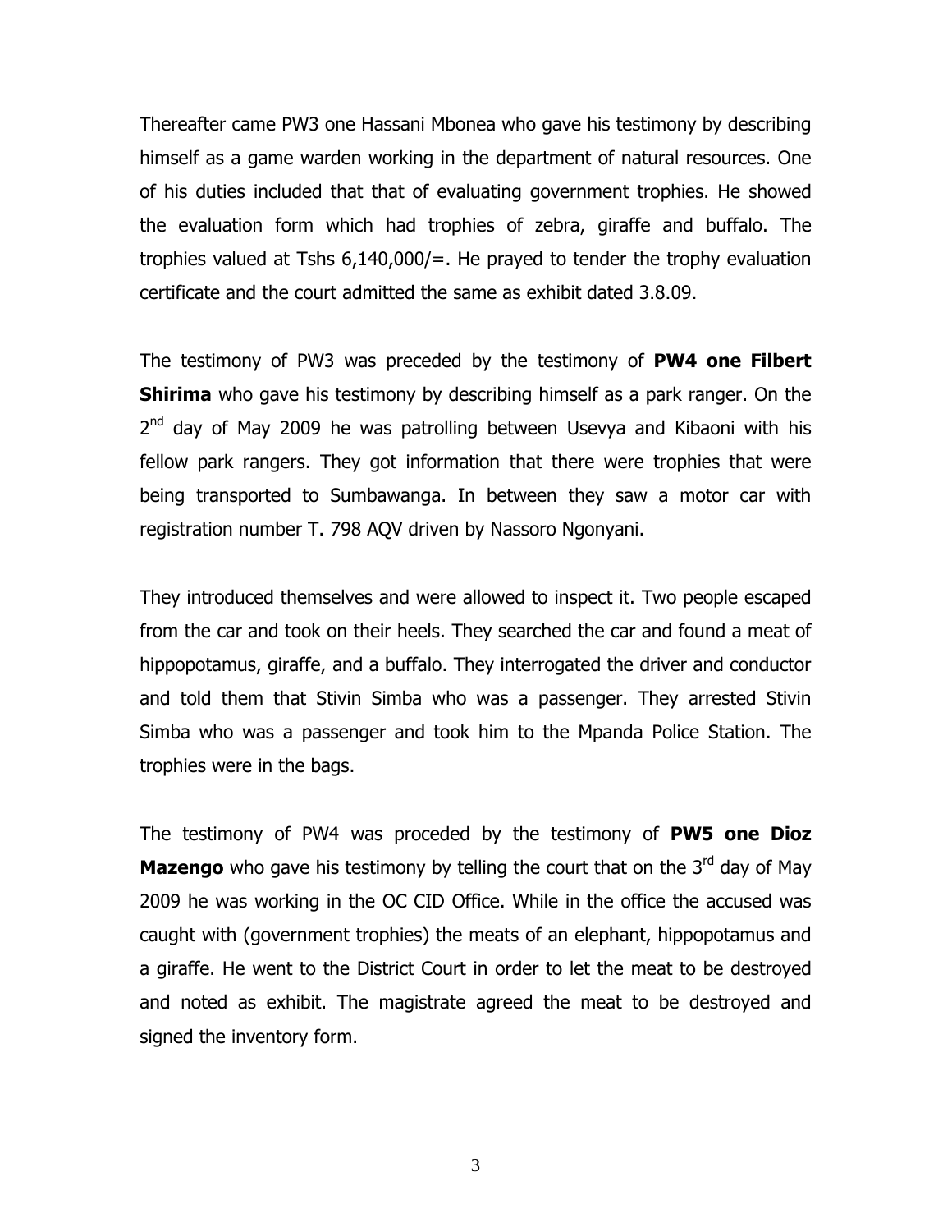Thereafter came PW3 one Hassani Mbonea who gave his testimony by describing himself as a game warden working in the department of natural resources. One of his duties included that that of evaluating government trophies. He showed the evaluation form which had trophies of zebra, giraffe and buffalo. The trophies valued at Tshs 6,140,000/=. He prayed to tender the trophy evaluation certificate and the court admitted the same as exhibit dated 3.8.09.

The testimony of PW3 was preceded by the testimony of **PW4 one Filbert Shirima** who gave his testimony by describing himself as a park ranger. On the 2nd day of May 2009 he was patrolling between Usevya and Kibaoni with his fellow park rangers. They got information that there were trophies that were being transported to Sumbawanga. In between they saw a motor car with registration number T. 798 AQV driven by Nassoro Ngonyani.

They introduced themselves and were allowed to inspect it. Two people escaped from the car and took on their heels. They searched the car and found a meat of hippopotamus, giraffe, and a buffalo. They interrogated the driver and conductor and told them that Stivin Simba who was a passenger. They arrested Stivin Simba who was a passenger and took him to the Mpanda Police Station. The trophies were in the bags.

The testimony of PW4 was proceded by the testimony of **PW5 one Dioz Mazengo** who gave his testimony by telling the court that on the 3rd day of May 2009 he was working in the OC CID Office. While in the office the accused was caught with (government trophies) the meats of an elephant, hippopotamus and a giraffe. He went to the District Court in order to let the meat to be destroyed and noted as exhibit. The magistrate agreed the meat to be destroyed and signed the inventory form.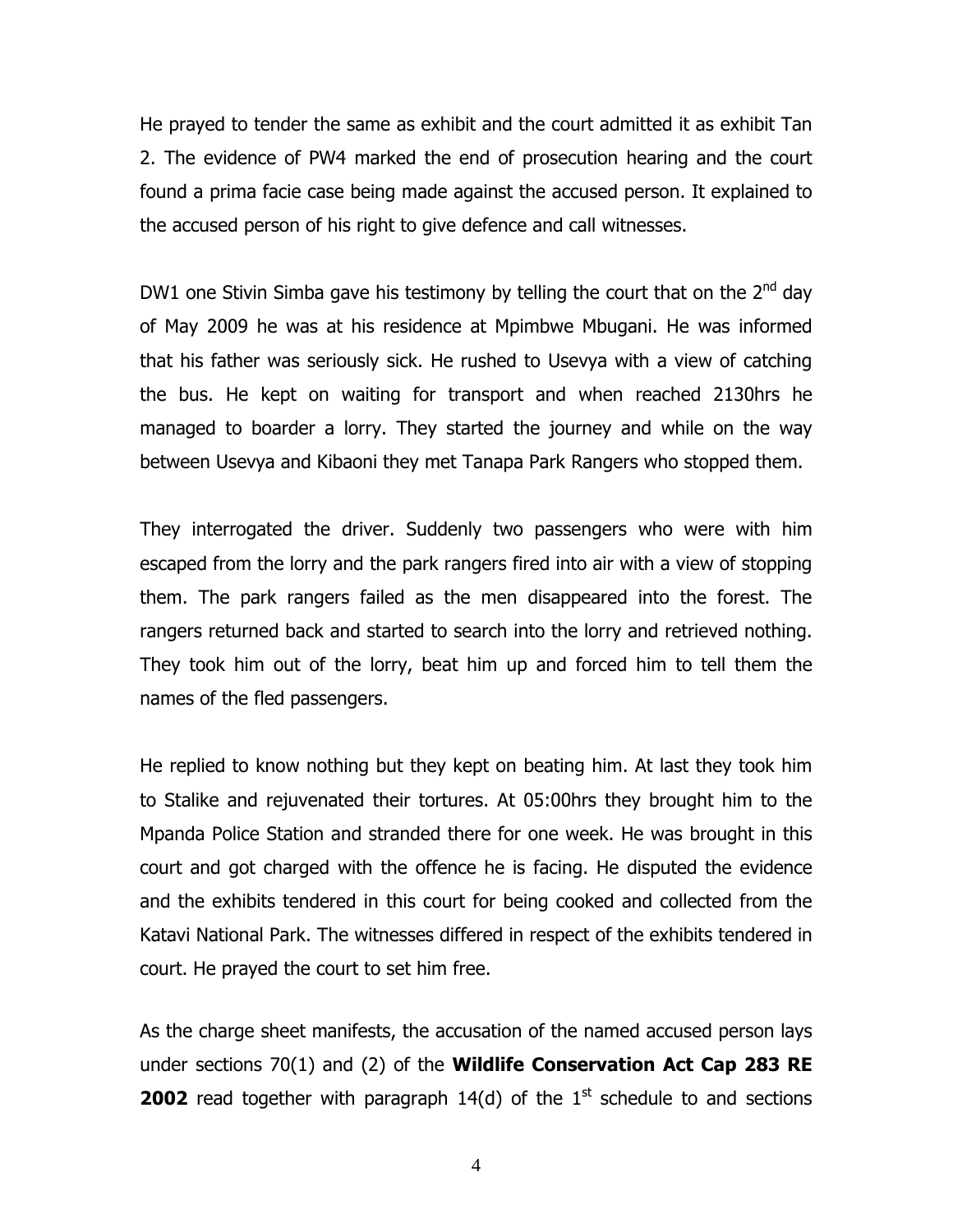He prayed to tender the same as exhibit and the court admitted it as exhibit Tan 2. The evidence of PW4 marked the end of prosecution hearing and the court found a prima facie case being made against the accused person. It explained to the accused person of his right to give defence and call witnesses.

DW1 one Stivin Simba gave his testimony by telling the court that on the 2nd day of May 2009 he was at his residence at Mpimbwe Mbugani. He was informed that his father was seriously sick. He rushed to Usevya with a view of catching the bus. He kept on waiting for transport and when reached 2130hrs he managed to boarder a lorry. They started the journey and while on the way between Usevya and Kibaoni they met Tanapa Park Rangers who stopped them.

They interrogated the driver. Suddenly two passengers who were with him escaped from the lorry and the park rangers fired into air with a view of stopping them. The park rangers failed as the men disappeared into the forest. The rangers returned back and started to search into the lorry and retrieved nothing. They took him out of the lorry, beat him up and forced him to tell them the names of the fled passengers.

He replied to know nothing but they kept on beating him. At last they took him to Stalike and rejuvenated their tortures. At 05:00hrs they brought him to the Mpanda Police Station and stranded there for one week. He was brought in this court and got charged with the offence he is facing. He disputed the evidence and the exhibits tendered in this court for being cooked and collected from the Katavi National Park. The witnesses differed in respect of the exhibits tendered in court. He prayed the court to set him free.

As the charge sheet manifests, the accusation of the named accused person lays under sections 70(1) and (2) of the **Wildlife Conservation Act Cap 283 RE 2002** read together with paragraph 14(d) of the 1st schedule to and sections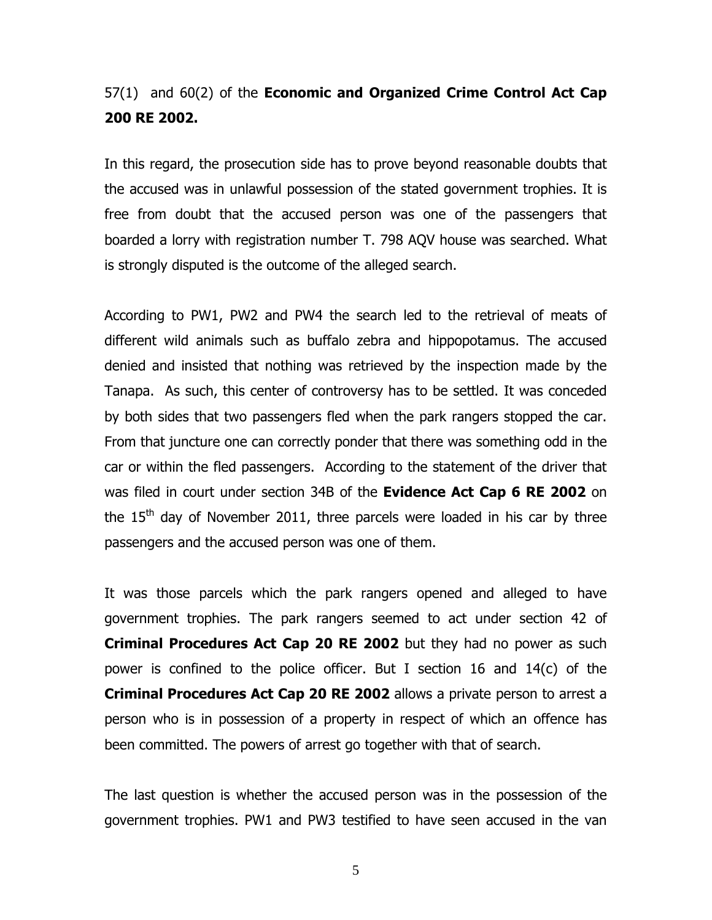57(1) and 60(2) of the **Economic and Organized Crime Control Act Cap 200 RE 2002.**

In this regard, the prosecution side has to prove beyond reasonable doubts that the accused was in unlawful possession of the stated government trophies. It is free from doubt that the accused person was one of the passengers that boarded a lorry with registration number T. 798 AQV house was searched. What is strongly disputed is the outcome of the alleged search.

According to PW1, PW2 and PW4 the search led to the retrieval of meats of different wild animals such as buffalo zebra and hippopotamus. The accused denied and insisted that nothing was retrieved by the inspection made by the Tanapa. As such, this center of controversy has to be settled. It was conceded by both sides that two passengers fled when the park rangers stopped the car. From that juncture one can correctly ponder that there was something odd in the car or within the fled passengers. According to the statement of the driver that was filed in court under section 34B of the **Evidence Act Cap 6 RE 2002** on the 15th day of November 2011, three parcels were loaded in his car by three passengers and the accused person was one of them.

It was those parcels which the park rangers opened and alleged to have government trophies. The park rangers seemed to act under section 42 of **Criminal Procedures Act Cap 20 RE 2002** but they had no power as such power is confined to the police officer. But I section 16 and 14(c) of the **Criminal Procedures Act Cap 20 RE 2002** allows a private person to arrest a person who is in possession of a property in respect of which an offence has been committed. The powers of arrest go together with that of search.

The last question is whether the accused person was in the possession of the government trophies. PW1 and PW3 testified to have seen accused in the van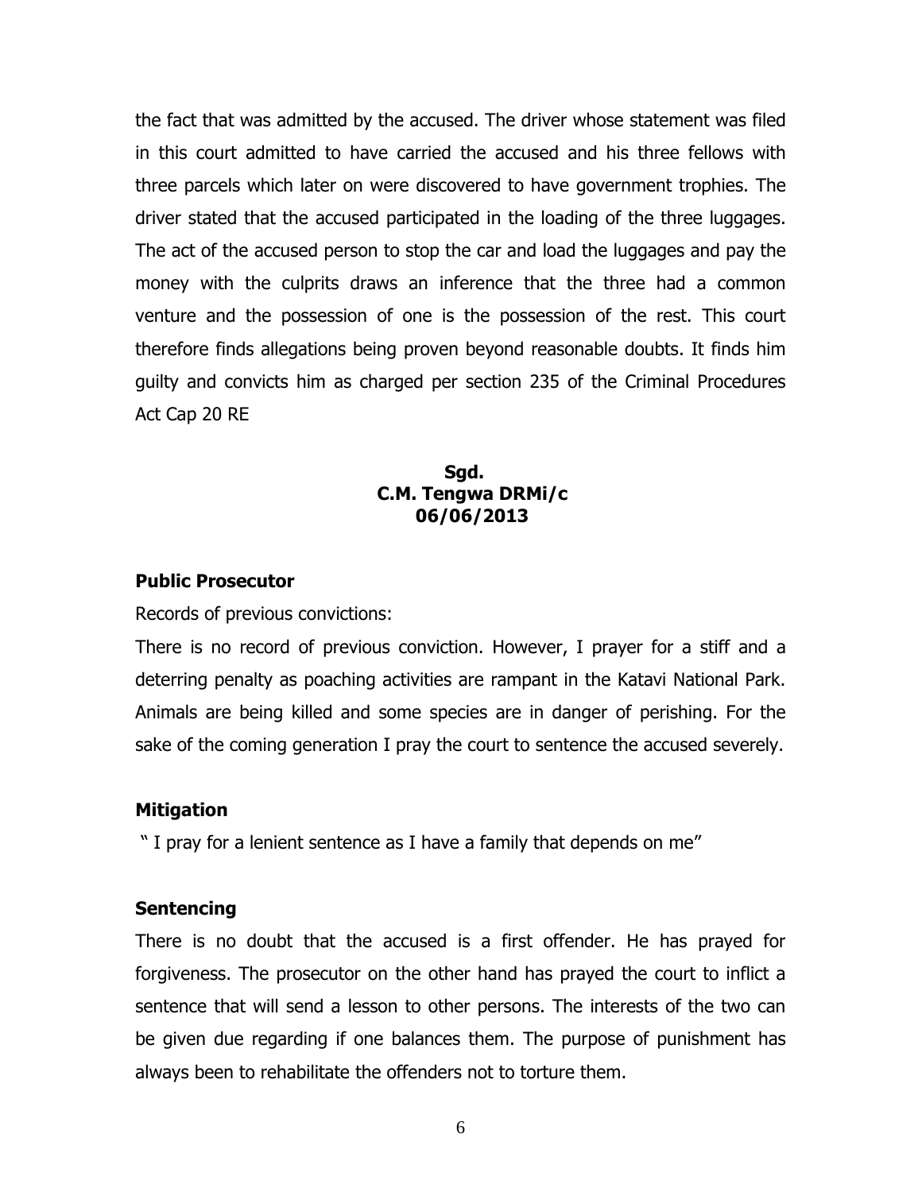the fact that was admitted by the accused. The driver whose statement was filed in this court admitted to have carried the accused and his three fellows with three parcels which later on were discovered to have government trophies. The driver stated that the accused participated in the loading of the three luggages. The act of the accused person to stop the car and load the luggages and pay the money with the culprits draws an inference that the three had a common venture and the possession of one is the possession of the rest. This court therefore finds allegations being proven beyond reasonable doubts. It finds him guilty and convicts him as charged per section 235 of the Criminal Procedures Act Cap 20 RE

**Sgd.**
**C.M. Tengwa DRMi/c**
**06/06/2013**

**Public Prosecutor**

Records of previous convictions:

There is no record of previous conviction. However, I prayer for a stiff and a deterring penalty as poaching activities are rampant in the Katavi National Park. Animals are being killed and some species are in danger of perishing. For the sake of the coming generation I pray the court to sentence the accused severely.

**Mitigation**

" I pray for a lenient sentence as I have a family that depends on me"

**Sentencing**

There is no doubt that the accused is a first offender. He has prayed for forgiveness. The prosecutor on the other hand has prayed the court to inflict a sentence that will send a lesson to other persons. The interests of the two can be given due regarding if one balances them. The purpose of punishment has always been to rehabilitate the offenders not to torture them.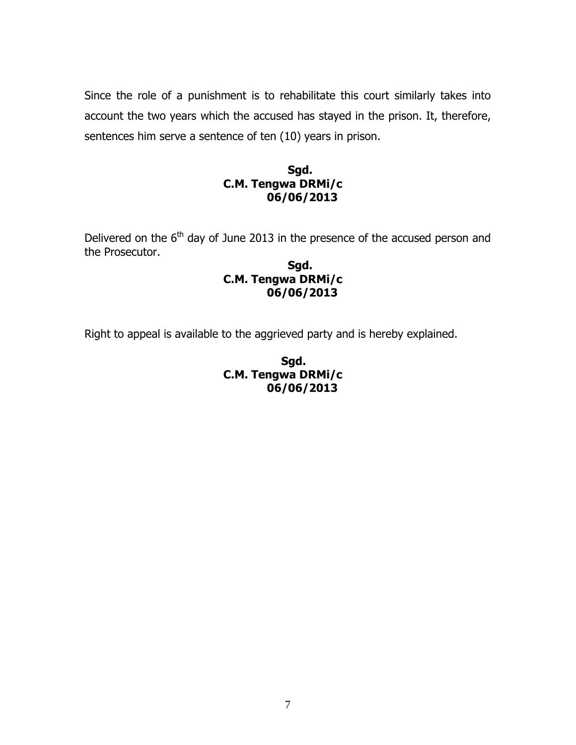Since the role of a punishment is to rehabilitate this court similarly takes into account the two years which the accused has stayed in the prison. It, therefore, sentences him serve a sentence of ten (10) years in prison.

**Sgd.**
**C.M. Tengwa DRMi/c**
**06/06/2013**

Delivered on the 6th day of June 2013 in the presence of the accused person and the Prosecutor.

**Sgd.**
**C.M. Tengwa DRMi/c**
**06/06/2013**

Right to appeal is available to the aggrieved party and is hereby explained.

**Sgd.**
**C.M. Tengwa DRMi/c**
**06/06/2013**